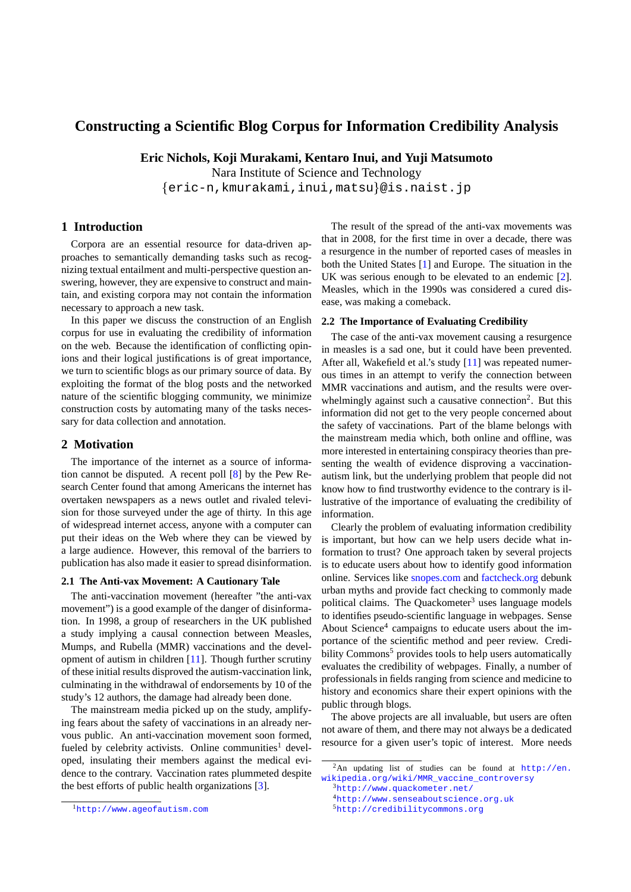# Constructing a Scientific Blog Corpus for Information Credibility Analysis

**Eric Nichols, Koji Murakami, Kentaro Inui, and Yuji Matsumoto**
Nara Institute of Science and Technology
{eric-n,kmurakami,inui,matsu}@is.naist.jp

## 1 Introduction

Corpora are an essential resource for data-driven approaches to semantically demanding tasks such as recognizing textual entailment and multi-perspective question answering, however, they are expensive to construct and maintain, and existing corpora may not contain the information necessary to approach a new task.

In this paper we discuss the construction of an English corpus for use in evaluating the credibility of information on the web. Because the identification of conflicting opinions and their logical justifications is of great importance, we turn to scientific blogs as our primary source of data. By exploiting the format of the blog posts and the networked nature of the scientific blogging community, we minimize construction costs by automating many of the tasks necessary for data collection and annotation.

## 2 Motivation

The importance of the internet as a source of information cannot be disputed. A recent poll [8] by the Pew Research Center found that among Americans the internet has overtaken newspapers as a news outlet and rivaled television for those surveyed under the age of thirty. In this age of widespread internet access, anyone with a computer can put their ideas on the Web where they can be viewed by a large audience. However, this removal of the barriers to publication has also made it easier to spread disinformation.

### 2.1 The Anti-vax Movement: A Cautionary Tale

The anti-vaccination movement (hereafter "the anti-vax movement") is a good example of the danger of disinformation. In 1998, a group of researchers in the UK published a study implying a causal connection between Measles, Mumps, and Rubella (MMR) vaccinations and the development of autism in children [11]. Though further scrutiny of these initial results disproved the autism-vaccination link, culminating in the withdrawal of endorsements by 10 of the study's 12 authors, the damage had already been done.

The mainstream media picked up on the study, amplifying fears about the safety of vaccinations in an already nervous public. An anti-vaccination movement soon formed, fueled by celebrity activists. Online communities[1] developed, insulating their members against the medical evidence to the contrary. Vaccination rates plummeted despite the best efforts of public health organizations [3].

The result of the spread of the anti-vax movements was that in 2008, for the first time in over a decade, there was a resurgence in the number of reported cases of measles in both the United States [1] and Europe. The situation in the UK was serious enough to be elevated to an endemic [2]. Measles, which in the 1990s was considered a cured disease, was making a comeback.

### 2.2 The Importance of Evaluating Credibility

The case of the anti-vax movement causing a resurgence in measles is a sad one, but it could have been prevented. After all, Wakefield et al.'s study [11] was repeated numerous times in an attempt to verify the connection between MMR vaccinations and autism, and the results were overwhelmingly against such a causative connection[2]. But this information did not get to the very people concerned about the safety of vaccinations. Part of the blame belongs with the mainstream media which, both online and offline, was more interested in entertaining conspiracy theories than presenting the wealth of evidence disproving a vaccination-autism link, but the underlying problem that people did not know how to find trustworthy evidence to the contrary is illustrative of the importance of evaluating the credibility of information.

Clearly the problem of evaluating information credibility is important, but how can we help users decide what information to trust? One approach taken by several projects is to educate users about how to identify good information online. Services like snopes.com and factcheck.org debunk urban myths and provide fact checking to commonly made political claims. The Quackometer[3] uses language models to identifies pseudo-scientific language in webpages. Sense About Science[4] campaigns to educate users about the importance of the scientific method and peer review. Credibility Commons[5] provides tools to help users automatically evaluates the credibility of webpages. Finally, a number of professionals in fields ranging from science and medicine to history and economics share their expert opinions with the public through blogs.

The above projects are all invaluable, but users are often not aware of them, and there may not always be a dedicated resource for a given user's topic of interest. More needs

---

[1] http://www.ageofautism.com

[2] An updating list of studies can be found at http://en.wikipedia.org/wiki/MMR_vaccine_controversy

[3] http://www.quackometer.net/

[4] http://www.senseaboutscience.org.uk

[5] http://credibilitycommons.org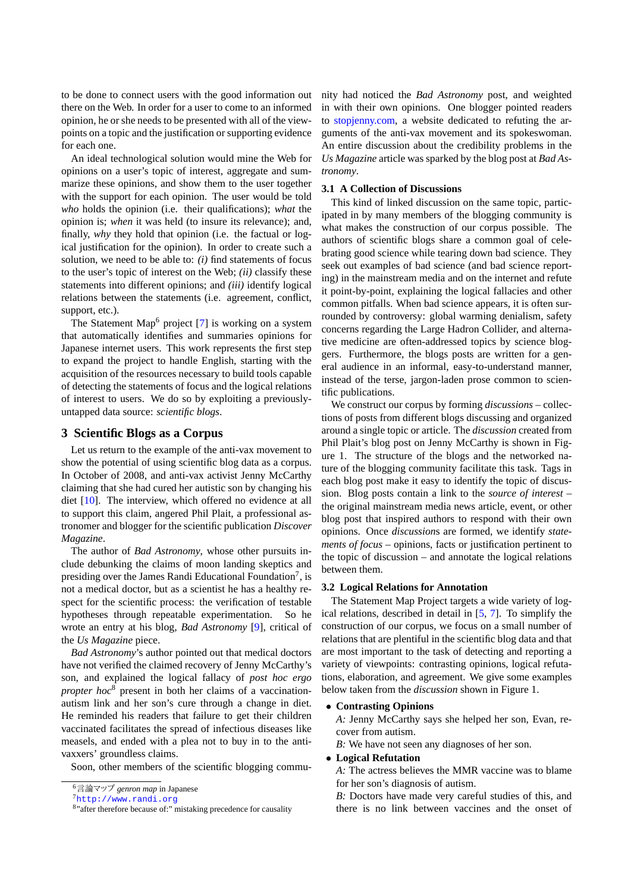to be done to connect users with the good information out there on the Web. In order for a user to come to an informed opinion, he or she needs to be presented with all of the viewpoints on a topic and the justification or supporting evidence for each one.

An ideal technological solution would mine the Web for opinions on a user's topic of interest, aggregate and summarize these opinions, and show them to the user together with the support for each opinion. The user would be told *who* holds the opinion (i.e. their qualifications); *what* the opinion is; *when* it was held (to insure its relevance); and, finally, *why* they hold that opinion (i.e. the factual or logical justification for the opinion). In order to create such a solution, we need to be able to: *(i)* find statements of focus to the user's topic of interest on the Web; *(ii)* classify these statements into different opinions; and *(iii)* identify logical relations between the statements (i.e. agreement, conflict, support, etc.).

The Statement Map[6] project [7] is working on a system that automatically identifies and summaries opinions for Japanese internet users. This work represents the first step to expand the project to handle English, starting with the acquisition of the resources necessary to build tools capable of detecting the statements of focus and the logical relations of interest to users. We do so by exploiting a previously-untapped data source: *scientific blogs*.

## 3 Scientific Blogs as a Corpus

Let us return to the example of the anti-vax movement to show the potential of using scientific blog data as a corpus. In October of 2008, and anti-vax activist Jenny McCarthy claiming that she had cured her autistic son by changing his diet [10]. The interview, which offered no evidence at all to support this claim, angered Phil Plait, a professional astronomer and blogger for the scientific publication *Discover Magazine*.

The author of *Bad Astronomy*, whose other pursuits include debunking the claims of moon landing skeptics and presiding over the James Randi Educational Foundation[7], is not a medical doctor, but as a scientist he has a healthy respect for the scientific process: the verification of testable hypotheses through repeatable experimentation. So he wrote an entry at his blog, *Bad Astronomy* [9], critical of the *Us Magazine* piece.

*Bad Astronomy*'s author pointed out that medical doctors have not verified the claimed recovery of Jenny McCarthy's son, and explained the logical fallacy of *post hoc ergo propter hoc*[8] present in both her claims of a vaccination-autism link and her son's cure through a change in diet. He reminded his readers that failure to get their children vaccinated facilitates the spread of infectious diseases like measels, and ended with a plea not to buy in to the anti-vaxxers' groundless claims.

Soon, other members of the scientific blogging community had noticed the *Bad Astronomy* post, and weighted in with their own opinions. One blogger pointed readers to stopjenny.com, a website dedicated to refuting the arguments of the anti-vax movement and its spokeswoman. An entire discussion about the credibility problems in the *Us Magazine* article was sparked by the blog post at *Bad Astronomy*.

### 3.1 A Collection of Discussions

This kind of linked discussion on the same topic, participated in by many members of the blogging community is what makes the construction of our corpus possible. The authors of scientific blogs share a common goal of celebrating good science while tearing down bad science. They seek out examples of bad science (and bad science reporting) in the mainstream media and on the internet and refute it point-by-point, explaining the logical fallacies and other common pitfalls. When bad science appears, it is often surrounded by controversy: global warming denialism, safety concerns regarding the Large Hadron Collider, and alternative medicine are often-addressed topics by science bloggers. Furthermore, the blogs posts are written for a general audience in an informal, easy-to-understand manner, instead of the terse, jargon-laden prose common to scientific publications.

We construct our corpus by forming *discussions* – collections of posts from different blogs discussing and organized around a single topic or article. The *discussion* created from Phil Plait's blog post on Jenny McCarthy is shown in Figure 1. The structure of the blogs and the networked nature of the blogging community facilitate this task. Tags in each blog post make it easy to identify the topic of discussion. Blog posts contain a link to the *source of interest* – the original mainstream media news article, event, or other blog post that inspired authors to respond with their own opinions. Once *discussions* are formed, we identify *statements of focus* – opinions, facts or justification pertinent to the topic of discussion – and annotate the logical relations between them.

### 3.2 Logical Relations for Annotation

The Statement Map Project targets a wide variety of logical relations, described in detail in [5, 7]. To simplify the construction of our corpus, we focus on a small number of relations that are plentiful in the scientific blog data and that are most important to the task of detecting and reporting a variety of viewpoints: contrasting opinions, logical refutations, elaboration, and agreement. We give some examples below taken from the *discussion* shown in Figure 1.

- **Contrasting Opinions**

  *A:* Jenny McCarthy says she helped her son, Evan, recover from autism.

  *B:* We have not seen any diagnoses of her son.

- **Logical Refutation**

  *A:* The actress believes the MMR vaccine was to blame for her son's diagnosis of autism.

  *B:* Doctors have made very careful studies of this, and there is no link between vaccines and the onset of

---

[6] 言論マップ *genron map* in Japanese

[7] http://www.randi.org

[8] "after therefore because of:" mistaking precedence for causality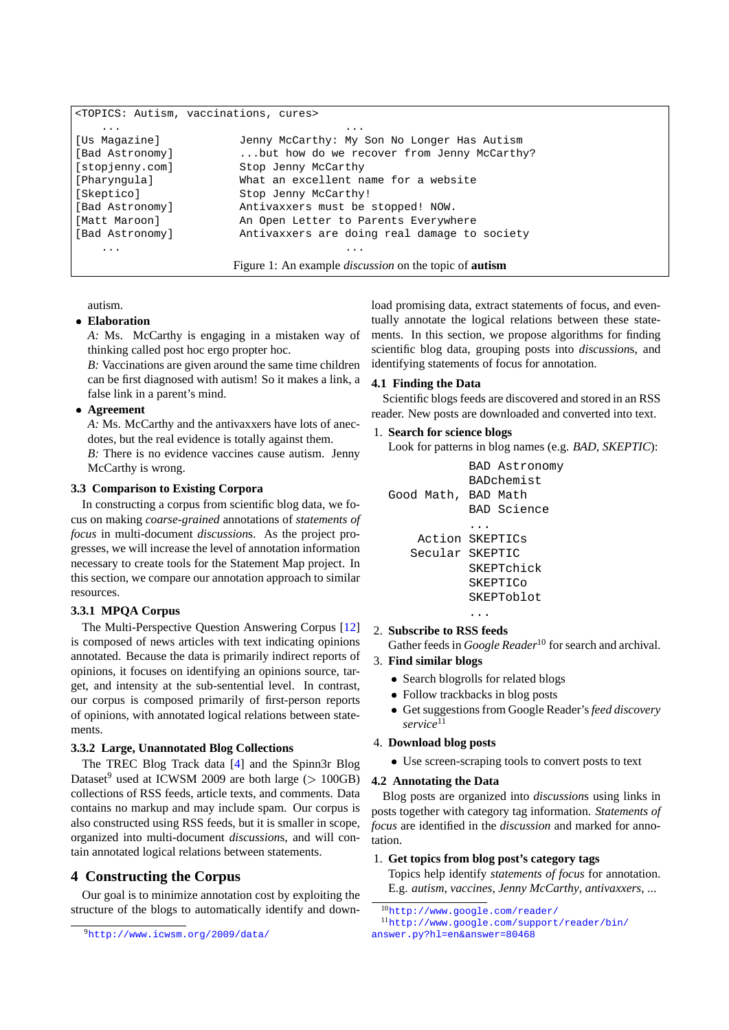```
<TOPICS: Autism, vaccinations, cures>
    ...                               ...
[Us Magazine]           Jenny McCarthy: My Son No Longer Has Autism
[Bad Astronomy]         ...but how do we recover from Jenny McCarthy?
[stopjenny.com]         Stop Jenny McCarthy
[Pharyngula]            What an excellent name for a website
[Skeptico]              Stop Jenny McCarthy!
[Bad Astronomy]         Antivaxxers must be stopped! NOW.
[Matt Maroon]           An Open Letter to Parents Everywhere
[Bad Astronomy]         Antivaxxers are doing real damage to society
    ...                               ...
```

Figure 1: An example *discussion* on the topic of **autism**

autism.

- **Elaboration**
  *A:* Ms. McCarthy is engaging in a mistaken way of thinking called post hoc ergo propter hoc.
  *B:* Vaccinations are given around the same time children can be first diagnosed with autism! So it makes a link, a false link in a parent's mind.
- **Agreement**
  *A:* Ms. McCarthy and the antivaxxers have lots of anecdotes, but the real evidence is totally against them.
  *B:* There is no evidence vaccines cause autism. Jenny McCarthy is wrong.

### 3.3 Comparison to Existing Corpora

In constructing a corpus from scientific blog data, we focus on making *coarse-grained* annotations of *statements of focus* in multi-document *discussions*. As the project progresses, we will increase the level of annotation information necessary to create tools for the Statement Map project. In this section, we compare our annotation approach to similar resources.

#### 3.3.1 MPQA Corpus

The Multi-Perspective Question Answering Corpus [12] is composed of news articles with text indicating opinions annotated. Because the data is primarily indirect reports of opinions, it focuses on identifying an opinions source, target, and intensity at the sub-sentential level. In contrast, our corpus is composed primarily of first-person reports of opinions, with annotated logical relations between statements.

#### 3.3.2 Large, Unannotated Blog Collections

The TREC Blog Track data [4] and the Spinn3r Blog Dataset[9] used at ICWSM 2009 are both large (> 100GB) collections of RSS feeds, article texts, and comments. Data contains no markup and may include spam. Our corpus is also constructed using RSS feeds, but it is smaller in scope, organized into multi-document *discussion*s, and will contain annotated logical relations between statements.

## 4 Constructing the Corpus

Our goal is to minimize annotation cost by exploiting the structure of the blogs to automatically identify and download promising data, extract statements of focus, and eventually annotate the logical relations between these statements. In this section, we propose algorithms for finding scientific blog data, grouping posts into *discussion*s, and identifying statements of focus for annotation.

### 4.1 Finding the Data

Scientific blogs feeds are discovered and stored in an RSS reader. New posts are downloaded and converted into text.

1. **Search for science blogs**
   Look for patterns in blog names (e.g. *BAD*, *SKEPTIC*):

```
             BAD Astronomy
             BADchemist
  Good Math, BAD Math
             BAD Science
             ...
     Action  SKEPTICs
    Secular  SKEPTIC
             SKEPTchick
             SKEPTICo
             SKEPToblot
             ...
```

2. **Subscribe to RSS feeds**
   Gather feeds in *Google Reader*[10] for search and archival.
3. **Find similar blogs**
   - Search blogrolls for related blogs
   - Follow trackbacks in blog posts
   - Get suggestions from Google Reader's *feed discovery service*[11]
4. **Download blog posts**
   - Use screen-scraping tools to convert posts to text

### 4.2 Annotating the Data

Blog posts are organized into *discussion*s using links in posts together with category tag information. *Statements of focus* are identified in the *discussion* and marked for annotation.

1. **Get topics from blog post's category tags**
   Topics help identify *statements of focus* for annotation. E.g. *autism*, *vaccines*, *Jenny McCarthy*, *antivaxxers*, ...

[9] http://www.icwsm.org/2009/data/

[10] http://www.google.com/reader/

[11] http://www.google.com/support/reader/bin/answer.py?hl=en&answer=80468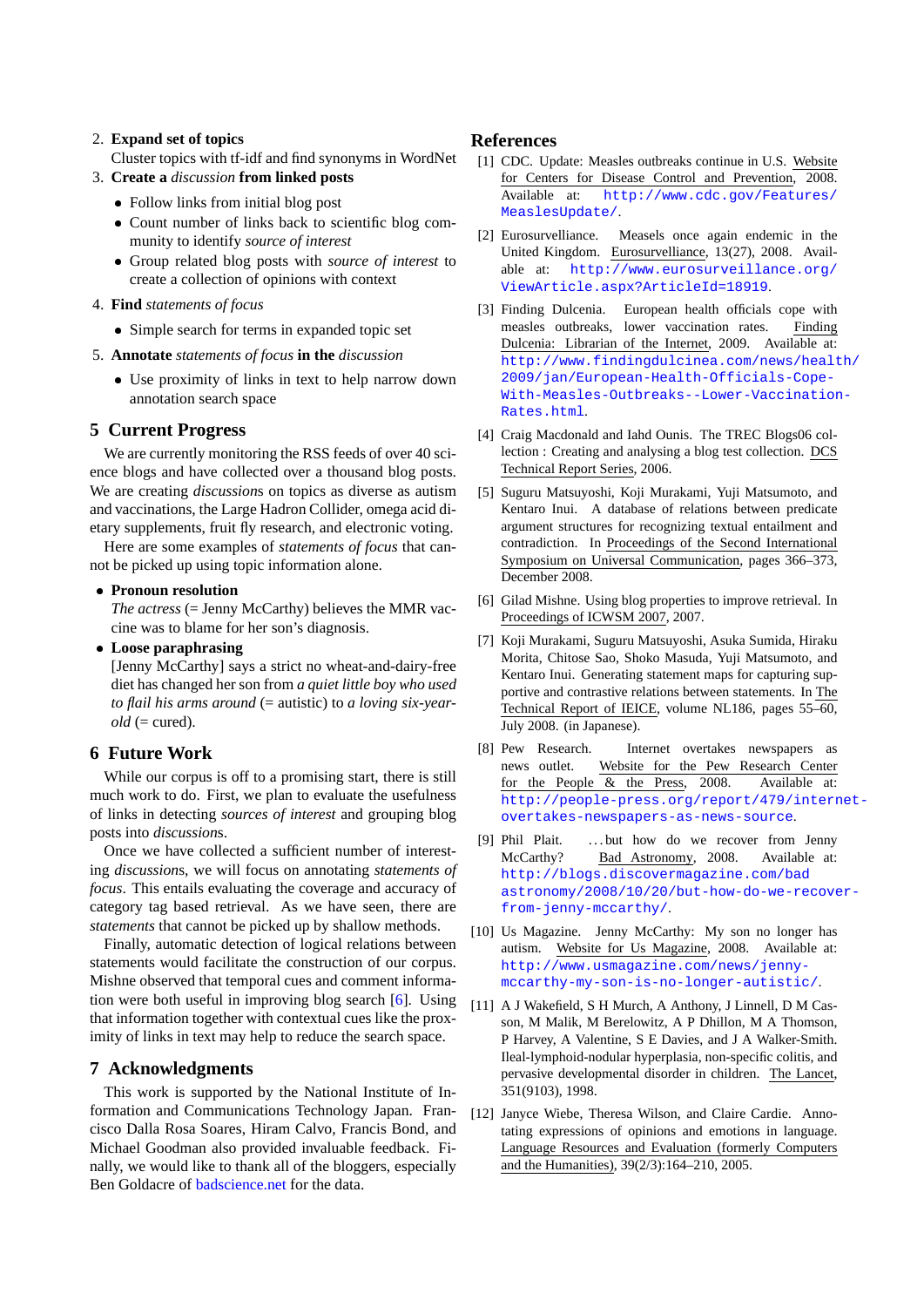2. **Expand set of topics**
   Cluster topics with tf-idf and find synonyms in WordNet
3. **Create a** *discussion* **from linked posts**
   - Follow links from initial blog post
   - Count number of links back to scientific blog community to identify *source of interest*
   - Group related blog posts with *source of interest* to create a collection of opinions with context
4. **Find** *statements of focus*
   - Simple search for terms in expanded topic set
5. **Annotate** *statements of focus* **in the** *discussion*
   - Use proximity of links in text to help narrow down annotation search space

## 5 Current Progress

We are currently monitoring the RSS feeds of over 40 science blogs and have collected over a thousand blog posts. We are creating *discussions* on topics as diverse as autism and vaccinations, the Large Hadron Collider, omega acid dietary supplements, fruit fly research, and electronic voting.

Here are some examples of *statements of focus* that cannot be picked up using topic information alone.

- **Pronoun resolution**
  *The actress* (= Jenny McCarthy) believes the MMR vaccine was to blame for her son's diagnosis.
- **Loose paraphrasing**
  [Jenny McCarthy] says a strict no wheat-and-dairy-free diet has changed her son from *a quiet little boy who used to flail his arms around* (= autistic) to *a loving six-year-old* (= cured).

## 6 Future Work

While our corpus is off to a promising start, there is still much work to do. First, we plan to evaluate the usefulness of links in detecting *sources of interest* and grouping blog posts into *discussions*.

Once we have collected a sufficient number of interesting *discussions*, we will focus on annotating *statements of focus*. This entails evaluating the coverage and accuracy of category tag based retrieval. As we have seen, there are *statements* that cannot be picked up by shallow methods.

Finally, automatic detection of logical relations between statements would facilitate the construction of our corpus. Mishne observed that temporal cues and comment information were both useful in improving blog search [6]. Using that information together with contextual cues like the proximity of links in text may help to reduce the search space.

## 7 Acknowledgments

This work is supported by the National Institute of Information and Communications Technology Japan. Francisco Dalla Rosa Soares, Hiram Calvo, Francis Bond, and Michael Goodman also provided invaluable feedback. Finally, we would like to thank all of the bloggers, especially Ben Goldacre of badscience.net for the data.

## References

[1] CDC. Update: Measles outbreaks continue in U.S. Website for Centers for Disease Control and Prevention, 2008. Available at: http://www.cdc.gov/Features/MeaslesUpdate/.

[2] Eurosurvelliance. Measels once again endemic in the United Kingdom. Eurosurvelliance, 13(27), 2008. Available at: http://www.eurosurveillance.org/ViewArticle.aspx?ArticleId=18919.

[3] Finding Dulcenia. European health officials cope with measles outbreaks, lower vaccination rates. Finding Dulcenia: Librarian of the Internet, 2009. Available at: http://www.findingdulcinea.com/news/health/2009/jan/European-Health-Officials-Cope-With-Measles-Outbreaks--Lower-Vaccination-Rates.html.

[4] Craig Macdonald and Iahd Ounis. The TREC Blogs06 collection : Creating and analysing a blog test collection. DCS Technical Report Series, 2006.

[5] Suguru Matsuyoshi, Koji Murakami, Yuji Matsumoto, and Kentaro Inui. A database of relations between predicate argument structures for recognizing textual entailment and contradiction. In Proceedings of the Second International Symposium on Universal Communication, pages 366–373, December 2008.

[6] Gilad Mishne. Using blog properties to improve retrieval. In Proceedings of ICWSM 2007, 2007.

[7] Koji Murakami, Suguru Matsuyoshi, Asuka Sumida, Hiraku Morita, Chitose Sao, Shoko Masuda, Yuji Matsumoto, and Kentaro Inui. Generating statement maps for capturing supportive and contrastive relations between statements. In The Technical Report of IEICE, volume NL186, pages 55–60, July 2008. (in Japanese).

[8] Pew Research. Internet overtakes newspapers as news outlet. Website for the Pew Research Center for the People & the Press, 2008. Available at: http://people-press.org/report/479/internet-overtakes-newspapers-as-news-source.

[9] Phil Plait. . . . but how do we recover from Jenny McCarthy? Bad Astronomy, 2008. Available at: http://blogs.discovermagazine.com/badastronomy/2008/10/20/but-how-do-we-recover-from-jenny-mccarthy/.

[10] Us Magazine. Jenny McCarthy: My son no longer has autism. Website for Us Magazine, 2008. Available at: http://www.usmagazine.com/news/jenny-mccarthy-my-son-is-no-longer-autistic/.

[11] A J Wakefield, S H Murch, A Anthony, J Linnell, D M Casson, M Malik, M Berelowitz, A P Dhillon, M A Thomson, P Harvey, A Valentine, S E Davies, and J A Walker-Smith. Ileal-lymphoid-nodular hyperplasia, non-specific colitis, and pervasive developmental disorder in children. The Lancet, 351(9103), 1998.

[12] Janyce Wiebe, Theresa Wilson, and Claire Cardie. Annotating expressions of opinions and emotions in language. Language Resources and Evaluation (formerly Computers and the Humanities), 39(2/3):164–210, 2005.